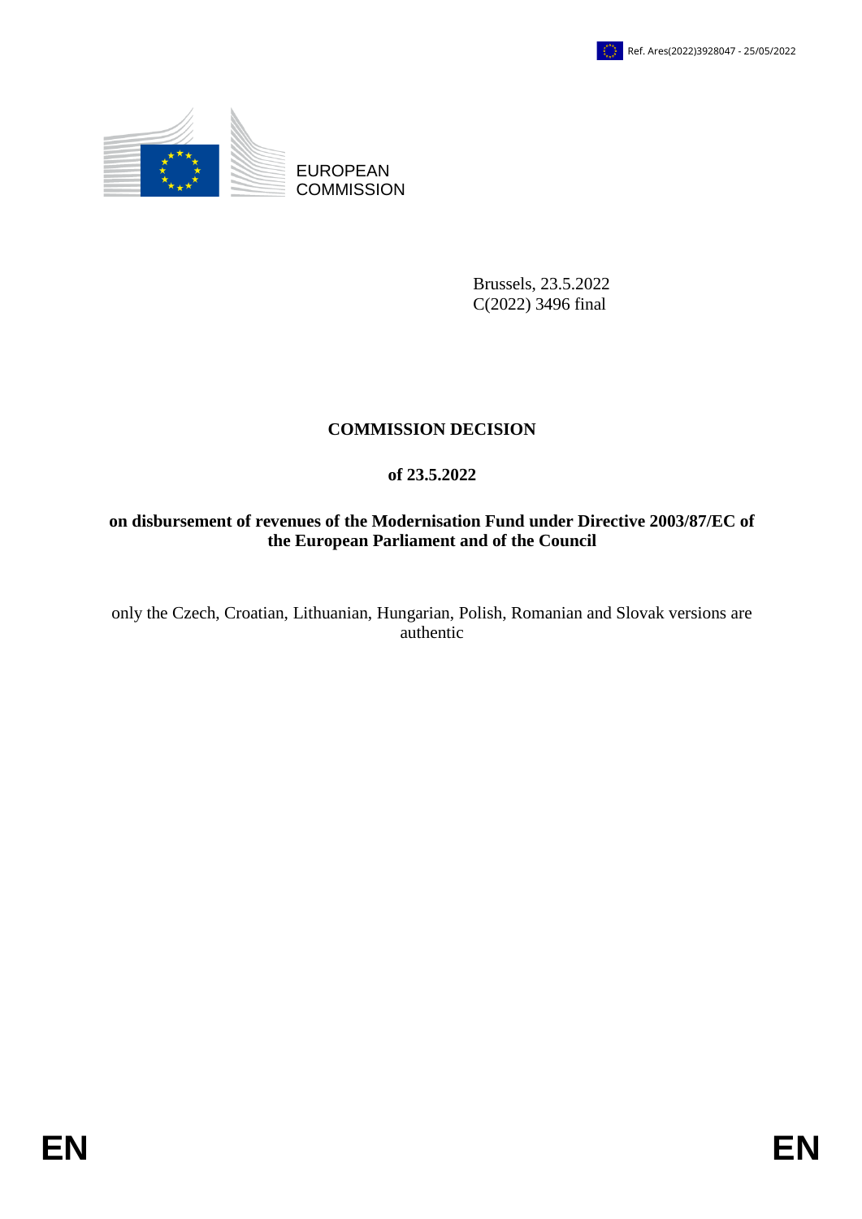Ref. Ares(2022)3928047 - 25/05/2022

EUROPEAN COMMISSION

Brussels, 23.5.2022
C(2022) 3496 final

# COMMISSION DECISION

## of 23.5.2022

## on disbursement of revenues of the Modernisation Fund under Directive 2003/87/EC of the European Parliament and of the Council

only the Czech, Croatian, Lithuanian, Hungarian, Polish, Romanian and Slovak versions are authentic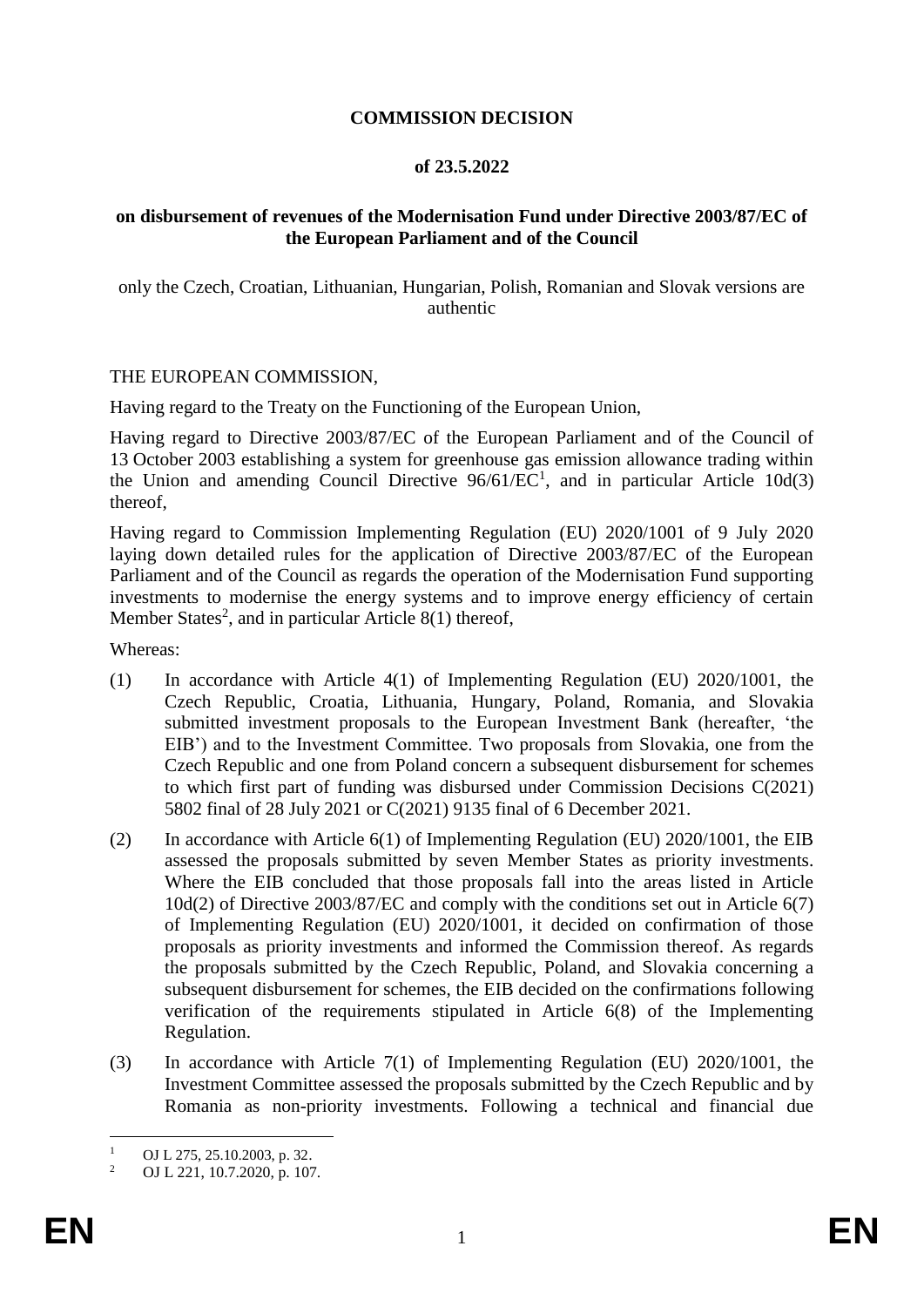**COMMISSION DECISION**

**of 23.5.2022**

**on disbursement of revenues of the Modernisation Fund under Directive 2003/87/EC of the European Parliament and of the Council**

only the Czech, Croatian, Lithuanian, Hungarian, Polish, Romanian and Slovak versions are authentic

THE EUROPEAN COMMISSION,

Having regard to the Treaty on the Functioning of the European Union,

Having regard to Directive 2003/87/EC of the European Parliament and of the Council of 13 October 2003 establishing a system for greenhouse gas emission allowance trading within the Union and amending Council Directive 96/61/EC[1], and in particular Article 10d(3) thereof,

Having regard to Commission Implementing Regulation (EU) 2020/1001 of 9 July 2020 laying down detailed rules for the application of Directive 2003/87/EC of the European Parliament and of the Council as regards the operation of the Modernisation Fund supporting investments to modernise the energy systems and to improve energy efficiency of certain Member States[2], and in particular Article 8(1) thereof,

Whereas:

(1) In accordance with Article 4(1) of Implementing Regulation (EU) 2020/1001, the Czech Republic, Croatia, Lithuania, Hungary, Poland, Romania, and Slovakia submitted investment proposals to the European Investment Bank (hereafter, 'the EIB') and to the Investment Committee. Two proposals from Slovakia, one from the Czech Republic and one from Poland concern a subsequent disbursement for schemes to which first part of funding was disbursed under Commission Decisions C(2021) 5802 final of 28 July 2021 or C(2021) 9135 final of 6 December 2021.

(2) In accordance with Article 6(1) of Implementing Regulation (EU) 2020/1001, the EIB assessed the proposals submitted by seven Member States as priority investments. Where the EIB concluded that those proposals fall into the areas listed in Article 10d(2) of Directive 2003/87/EC and comply with the conditions set out in Article 6(7) of Implementing Regulation (EU) 2020/1001, it decided on confirmation of those proposals as priority investments and informed the Commission thereof. As regards the proposals submitted by the Czech Republic, Poland, and Slovakia concerning a subsequent disbursement for schemes, the EIB decided on the confirmations following verification of the requirements stipulated in Article 6(8) of the Implementing Regulation.

(3) In accordance with Article 7(1) of Implementing Regulation (EU) 2020/1001, the Investment Committee assessed the proposals submitted by the Czech Republic and by Romania as non-priority investments. Following a technical and financial due

[1] OJ L 275, 25.10.2003, p. 32.

[2] OJ L 221, 10.7.2020, p. 107.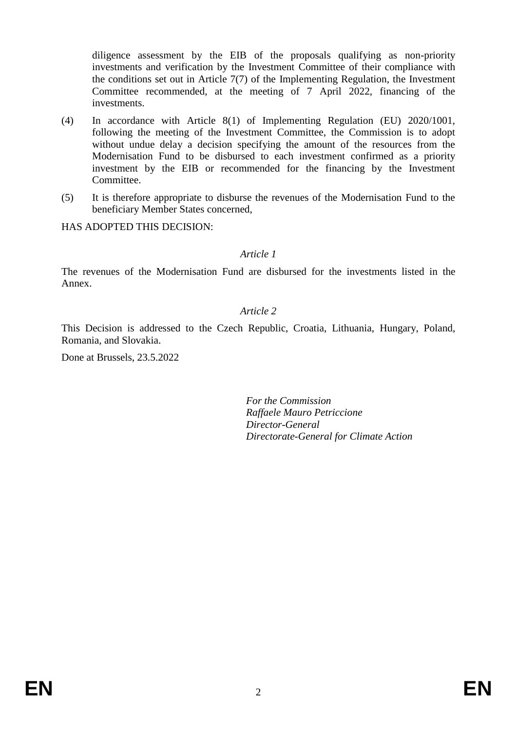diligence assessment by the EIB of the proposals qualifying as non-priority investments and verification by the Investment Committee of their compliance with the conditions set out in Article 7(7) of the Implementing Regulation, the Investment Committee recommended, at the meeting of 7 April 2022, financing of the investments.

(4) In accordance with Article 8(1) of Implementing Regulation (EU) 2020/1001, following the meeting of the Investment Committee, the Commission is to adopt without undue delay a decision specifying the amount of the resources from the Modernisation Fund to be disbursed to each investment confirmed as a priority investment by the EIB or recommended for the financing by the Investment Committee.

(5) It is therefore appropriate to disburse the revenues of the Modernisation Fund to the beneficiary Member States concerned,

HAS ADOPTED THIS DECISION:

*Article 1*

The revenues of the Modernisation Fund are disbursed for the investments listed in the Annex.

*Article 2*

This Decision is addressed to the Czech Republic, Croatia, Lithuania, Hungary, Poland, Romania, and Slovakia.

Done at Brussels, 23.5.2022

*For the Commission*
*Raffaele Mauro Petriccione*
*Director-General*
*Directorate-General for Climate Action*